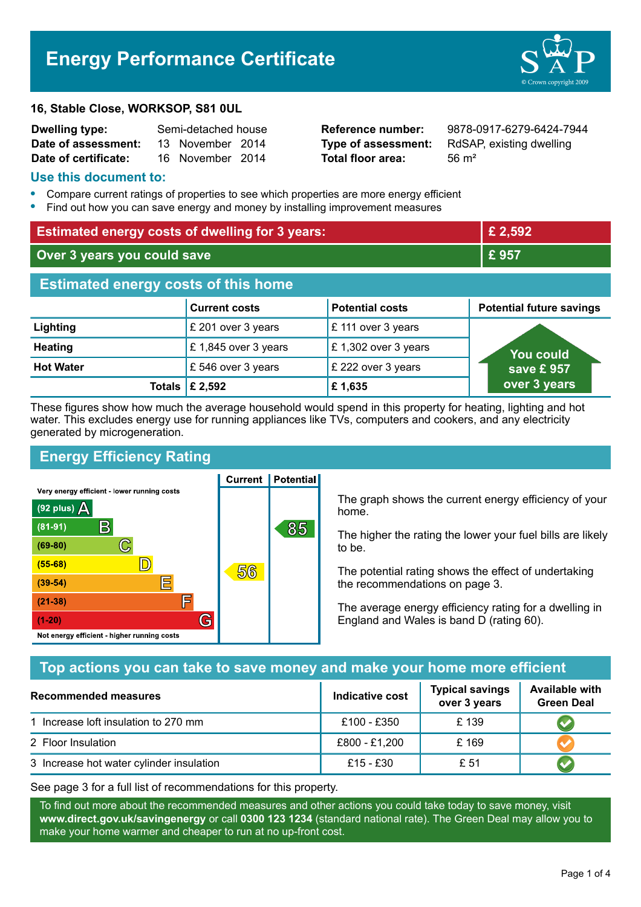# Energy Performance Certificate

**16, Stable Close, WORKSOP, S81 0UL**

| | | | |
|---|---|---|---|
| **Dwelling type:** | Semi-detached house | **Reference number:** | 9878-0917-6279-6424-7944 |
| **Date of assessment:** | 13 November 2014 | **Type of assessment:** | RdSAP, existing dwelling |
| **Date of certificate:** | 16 November 2014 | **Total floor area:** | 56 m² |

## Use this document to:

- Compare current ratings of properties to see which properties are more energy efficient
- Find out how you can save energy and money by installing improvement measures

| | |
|---|---|
| **Estimated energy costs of dwelling for 3 years:** | **£ 2,592** |
| **Over 3 years you could save** | **£ 957** |

## Estimated energy costs of this home

| | Current costs | Potential costs | Potential future savings |
|---|---|---|---|
| **Lighting** | £ 201 over 3 years | £ 111 over 3 years | You could save £ 957 over 3 years |
| **Heating** | £ 1,845 over 3 years | £ 1,302 over 3 years | |
| **Hot Water** | £ 546 over 3 years | £ 222 over 3 years | |
| **Totals** | **£ 2,592** | **£ 1,635** | |

These figures show how much the average household would spend in this property for heating, lighting and hot water. This excludes energy use for running appliances like TVs, computers and cookers, and any electricity generated by microgeneration.

## Energy Efficiency Rating

| Rating band | Current | Potential |
|---|---|---|
| Very energy efficient - lower running costs | | |
| (92 plus) A | | |
| (81-91) B | | 85 |
| (69-80) C | | |
| (55-68) D | 56 | |
| (39-54) E | | |
| (21-38) F | | |
| (1-20) G | | |
| Not energy efficient - higher running costs | | |

The graph shows the current energy efficiency of your home.

The higher the rating the lower your fuel bills are likely to be.

The potential rating shows the effect of undertaking the recommendations on page 3.

The average energy efficiency rating for a dwelling in England and Wales is band D (rating 60).

## Top actions you can take to save money and make your home more efficient

| Recommended measures | Indicative cost | Typical savings over 3 years | Available with Green Deal |
|---|---|---|---|
| 1 Increase loft insulation to 270 mm | £100 - £350 | £ 139 | ✔ |
| 2 Floor Insulation | £800 - £1,200 | £ 169 | ✔ |
| 3 Increase hot water cylinder insulation | £15 - £30 | £ 51 | ✔ |

See page 3 for a full list of recommendations for this property.

To find out more about the recommended measures and other actions you could take today to save money, visit **www.direct.gov.uk/savingenergy** or call **0300 123 1234** (standard national rate). The Green Deal may allow you to make your home warmer and cheaper to run at no up-front cost.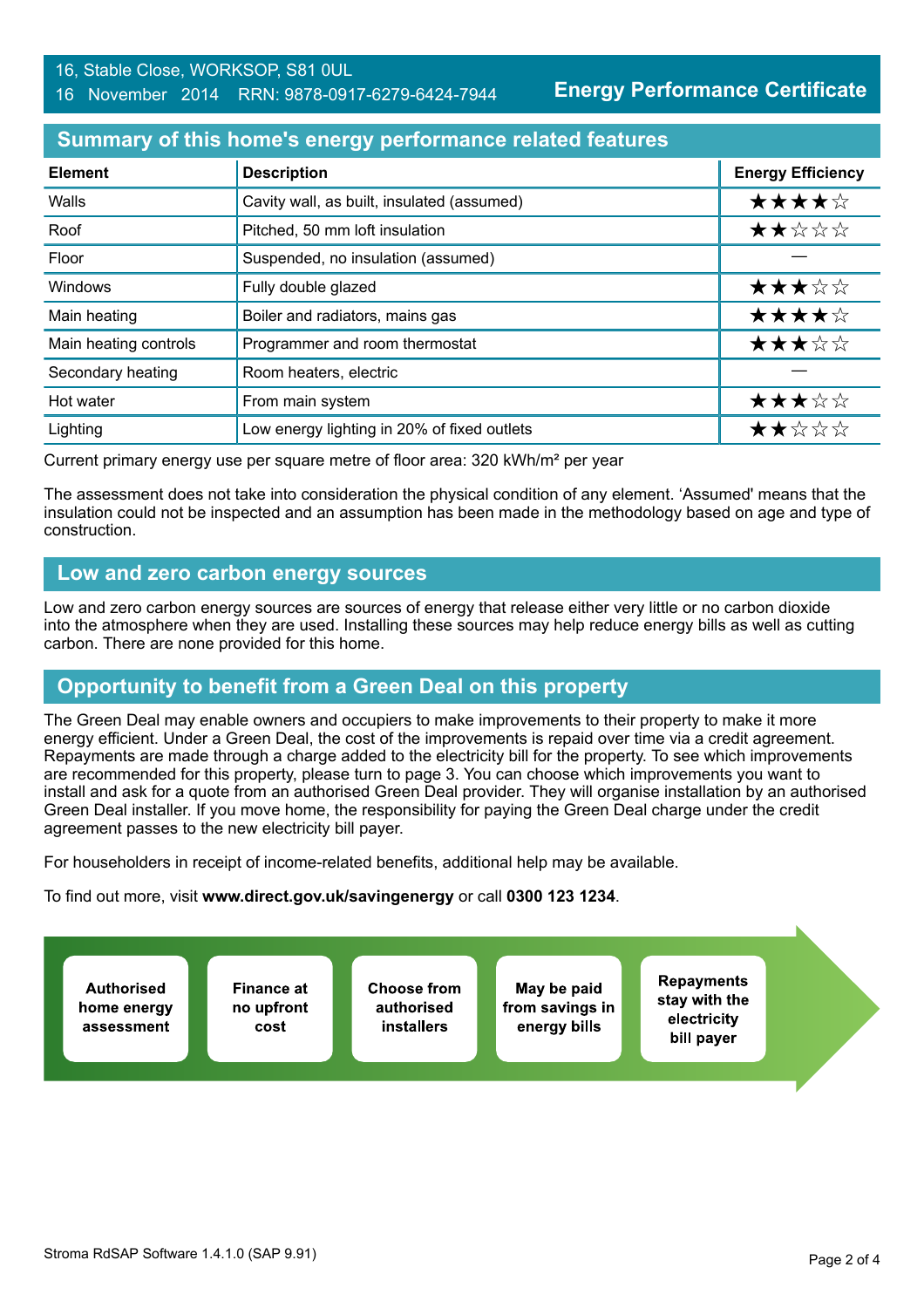16, Stable Close, WORKSOP, S81 0UL
16 November 2014 RRN: 9878-0917-6279-6424-7944

**Energy Performance Certificate**

## Summary of this home's energy performance related features

| Element | Description | Energy Efficiency |
|---|---|---|
| Walls | Cavity wall, as built, insulated (assumed) | ★★★★☆ |
| Roof | Pitched, 50 mm loft insulation | ★★☆☆☆ |
| Floor | Suspended, no insulation (assumed) | — |
| Windows | Fully double glazed | ★★★☆☆ |
| Main heating | Boiler and radiators, mains gas | ★★★★☆ |
| Main heating controls | Programmer and room thermostat | ★★★☆☆ |
| Secondary heating | Room heaters, electric | — |
| Hot water | From main system | ★★★☆☆ |
| Lighting | Low energy lighting in 20% of fixed outlets | ★★☆☆☆ |

Current primary energy use per square metre of floor area: 320 kWh/m² per year

The assessment does not take into consideration the physical condition of any element. 'Assumed' means that the insulation could not be inspected and an assumption has been made in the methodology based on age and type of construction.

## Low and zero carbon energy sources

Low and zero carbon energy sources are sources of energy that release either very little or no carbon dioxide into the atmosphere when they are used. Installing these sources may help reduce energy bills as well as cutting carbon. There are none provided for this home.

## Opportunity to benefit from a Green Deal on this property

The Green Deal may enable owners and occupiers to make improvements to their property to make it more energy efficient. Under a Green Deal, the cost of the improvements is repaid over time via a credit agreement. Repayments are made through a charge added to the electricity bill for the property. To see which improvements are recommended for this property, please turn to page 3. You can choose which improvements you want to install and ask for a quote from an authorised Green Deal provider. They will organise installation by an authorised Green Deal installer. If you move home, the responsibility for paying the Green Deal charge under the credit agreement passes to the new electricity bill payer.

For householders in receipt of income-related benefits, additional help may be available.

To find out more, visit **www.direct.gov.uk/savingenergy** or call **0300 123 1234**.

- **Authorised home energy assessment**
- **Finance at no upfront cost**
- **Choose from authorised installers**
- **May be paid from savings in energy bills**
- **Repayments stay with the electricity bill payer**

Stroma RdSAP Software 1.4.1.0 (SAP 9.91)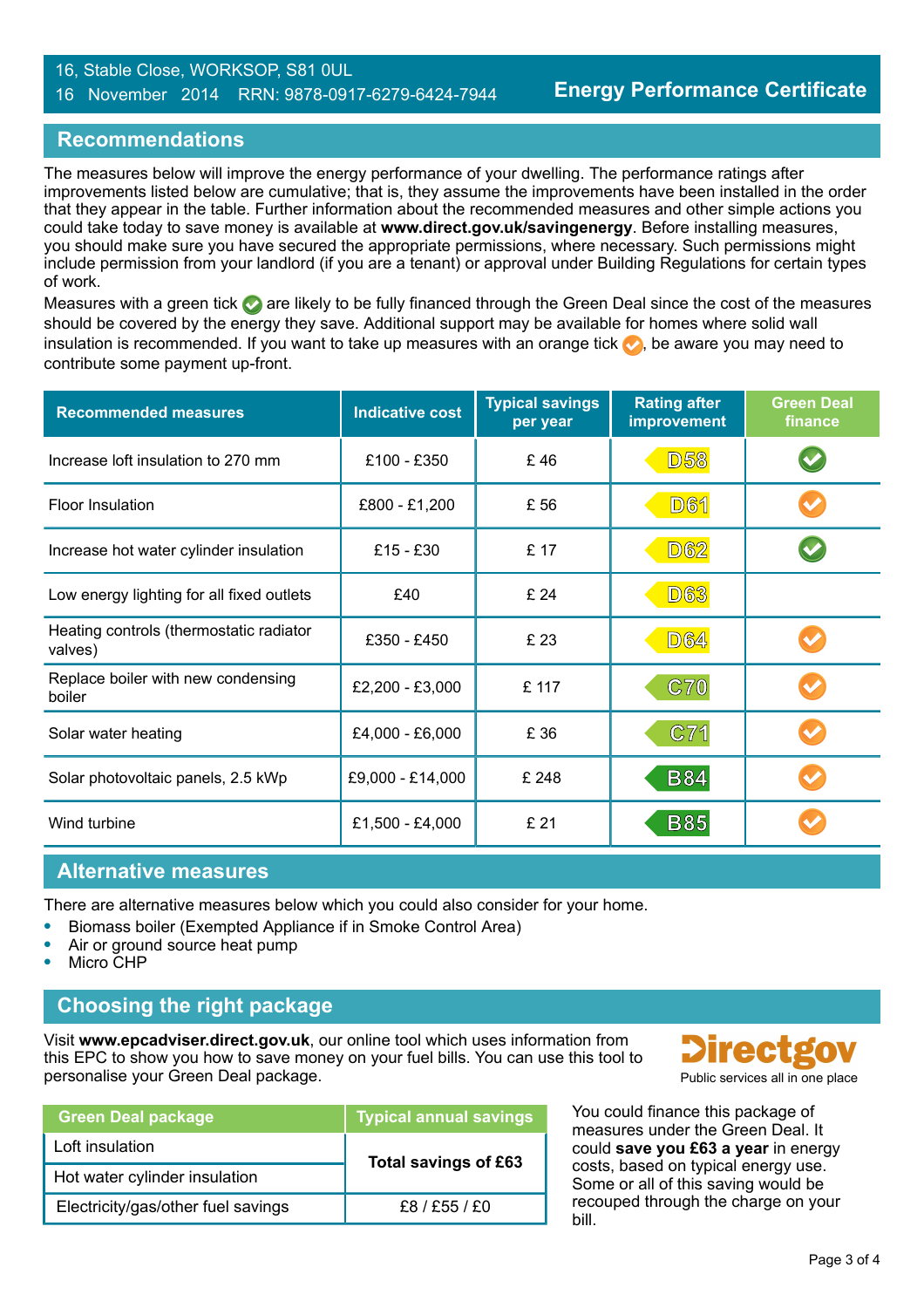16, Stable Close, WORKSOP, S81 0UL
16 November 2014 RRN: 9878-0917-6279-6424-7944

**Energy Performance Certificate**

## Recommendations

The measures below will improve the energy performance of your dwelling. The performance ratings after improvements listed below are cumulative; that is, they assume the improvements have been installed in the order that they appear in the table. Further information about the recommended measures and other simple actions you could take today to save money is available at **www.direct.gov.uk/savingenergy**. Before installing measures, you should make sure you have secured the appropriate permissions, where necessary. Such permissions might include permission from your landlord (if you are a tenant) or approval under Building Regulations for certain types of work.

Measures with a green tick ✓ are likely to be fully financed through the Green Deal since the cost of the measures should be covered by the energy they save. Additional support may be available for homes where solid wall insulation is recommended. If you want to take up measures with an orange tick ✓, be aware you may need to contribute some payment up-front.

| Recommended measures | Indicative cost | Typical savings per year | Rating after improvement | Green Deal finance |
|---|---|---|---|---|
| Increase loft insulation to 270 mm | £100 - £350 | £ 46 | D58 | ✓ (green) |
| Floor Insulation | £800 - £1,200 | £ 56 | D61 | ✓ (orange) |
| Increase hot water cylinder insulation | £15 - £30 | £ 17 | D62 | ✓ (green) |
| Low energy lighting for all fixed outlets | £40 | £ 24 | D63 | |
| Heating controls (thermostatic radiator valves) | £350 - £450 | £ 23 | D64 | ✓ (orange) |
| Replace boiler with new condensing boiler | £2,200 - £3,000 | £ 117 | C70 | ✓ (orange) |
| Solar water heating | £4,000 - £6,000 | £ 36 | C71 | ✓ (orange) |
| Solar photovoltaic panels, 2.5 kWp | £9,000 - £14,000 | £ 248 | B84 | ✓ (orange) |
| Wind turbine | £1,500 - £4,000 | £ 21 | B85 | ✓ (orange) |

## Alternative measures

There are alternative measures below which you could also consider for your home.

- Biomass boiler (Exempted Appliance if in Smoke Control Area)
- Air or ground source heat pump
- Micro CHP

## Choosing the right package

Visit **www.epcadviser.direct.gov.uk**, our online tool which uses information from this EPC to show you how to save money on your fuel bills. You can use this tool to personalise your Green Deal package.

Directgov
Public services all in one place

| Green Deal package | Typical annual savings |
|---|---|
| Loft insulation | **Total savings of £63** |
| Hot water cylinder insulation | |
| Electricity/gas/other fuel savings | £8 / £55 / £0 |

You could finance this package of measures under the Green Deal. It could **save you £63 a year** in energy costs, based on typical energy use. Some or all of this saving would be recouped through the charge on your bill.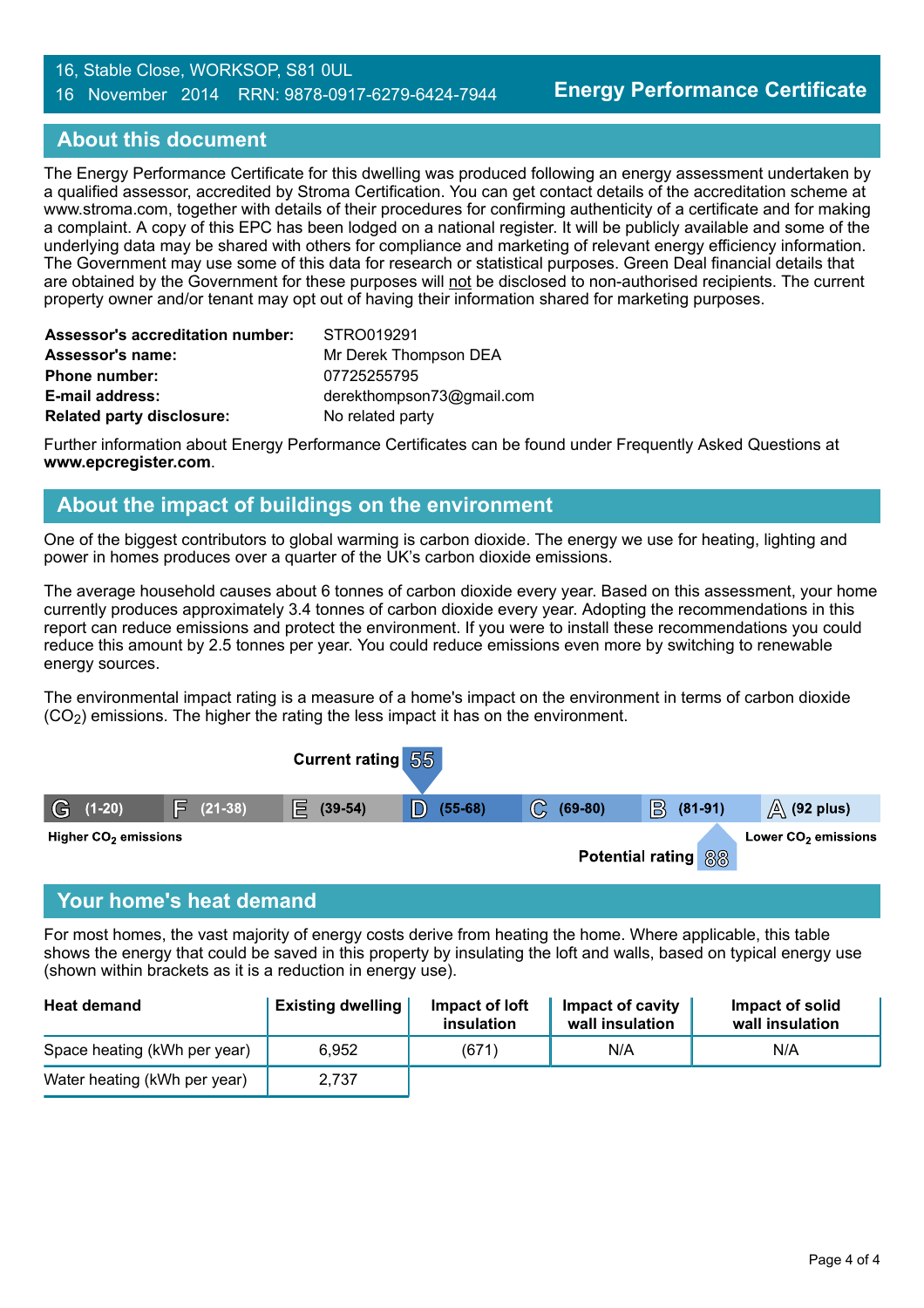16, Stable Close, WORKSOP, S81 0UL
16 November 2014 RRN: 9878-0917-6279-6424-7944

**Energy Performance Certificate**

## About this document

The Energy Performance Certificate for this dwelling was produced following an energy assessment undertaken by a qualified assessor, accredited by Stroma Certification. You can get contact details of the accreditation scheme at www.stroma.com, together with details of their procedures for confirming authenticity of a certificate and for making a complaint. A copy of this EPC has been lodged on a national register. It will be publicly available and some of the underlying data may be shared with others for compliance and marketing of relevant energy efficiency information. The Government may use some of this data for research or statistical purposes. Green Deal financial details that are obtained by the Government for these purposes will not be disclosed to non-authorised recipients. The current property owner and/or tenant may opt out of having their information shared for marketing purposes.

| | |
|---|---|
| **Assessor's accreditation number:** | STRO019291 |
| **Assessor's name:** | Mr Derek Thompson DEA |
| **Phone number:** | 07725255795 |
| **E-mail address:** | derekthompson73@gmail.com |
| **Related party disclosure:** | No related party |

Further information about Energy Performance Certificates can be found under Frequently Asked Questions at **www.epcregister.com**.

## About the impact of buildings on the environment

One of the biggest contributors to global warming is carbon dioxide. The energy we use for heating, lighting and power in homes produces over a quarter of the UK's carbon dioxide emissions.

The average household causes about 6 tonnes of carbon dioxide every year. Based on this assessment, your home currently produces approximately 3.4 tonnes of carbon dioxide every year. Adopting the recommendations in this report can reduce emissions and protect the environment. If you were to install these recommendations you could reduce this amount by 2.5 tonnes per year. You could reduce emissions even more by switching to renewable energy sources.

The environmental impact rating is a measure of a home's impact on the environment in terms of carbon dioxide ($CO_2$) emissions. The higher the rating the less impact it has on the environment.

Current rating 55

G (1-20) F (21-38) E (39-54) D (55-68) C (69-80) B (81-91) A (92 plus)

Higher $CO_2$ emissions

Lower $CO_2$ emissions

Potential rating 88

## Your home's heat demand

For most homes, the vast majority of energy costs derive from heating the home. Where applicable, this table shows the energy that could be saved in this property by insulating the loft and walls, based on typical energy use (shown within brackets as it is a reduction in energy use).

| Heat demand | Existing dwelling | Impact of loft insulation | Impact of cavity wall insulation | Impact of solid wall insulation |
|---|---|---|---|---|
| Space heating (kWh per year) | 6,952 | (671) | N/A | N/A |
| Water heating (kWh per year) | 2,737 | | | |